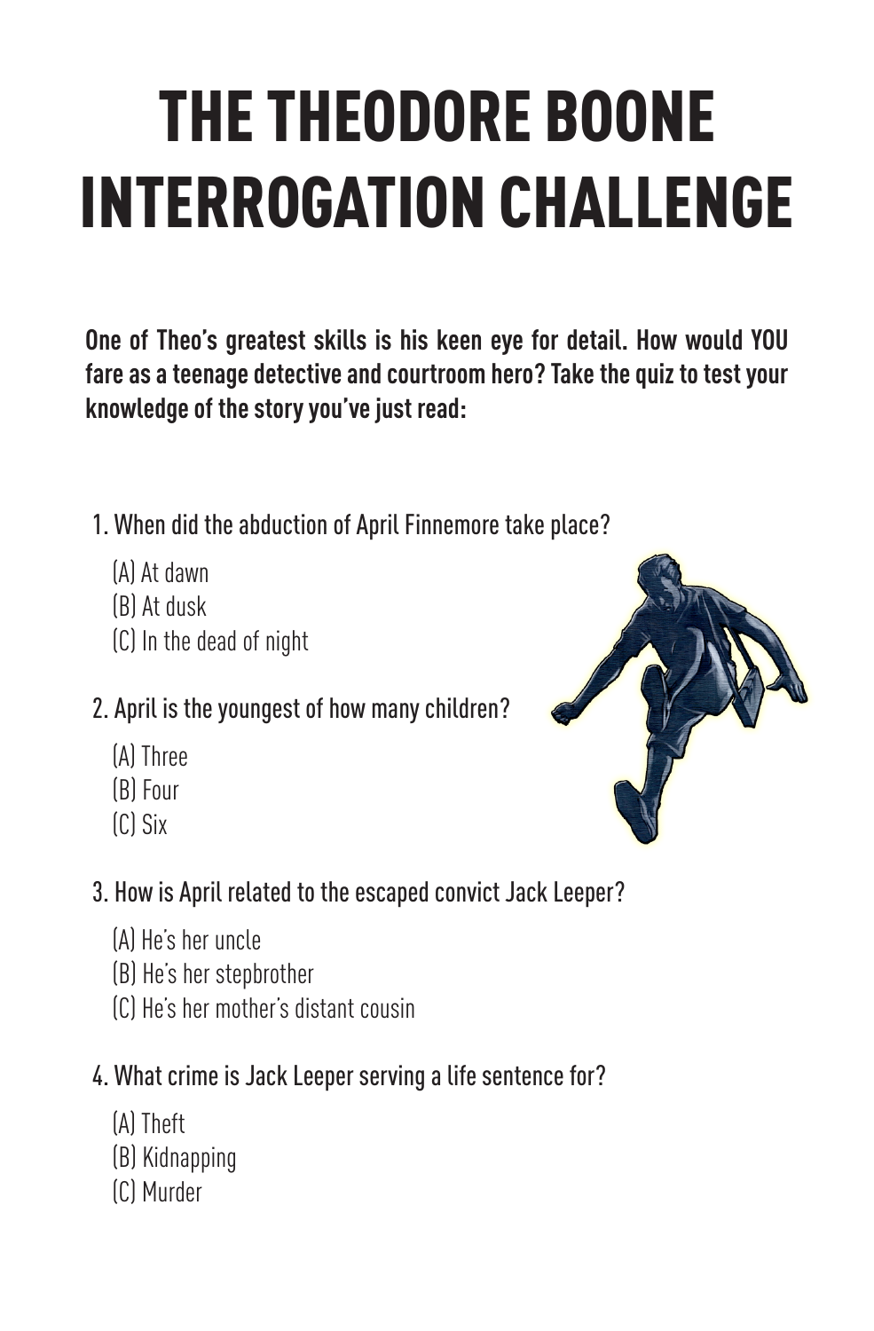# THE THEODORE BOONE INTERROGATION CHALLENGE

**One of Theo's greatest skills is his keen eye for detail. How would YOU fare as a teenage detective and courtroom hero? Take the quiz to test your knowledge of the story you've just read:**

1. When did the abduction of April Finnemore take place?

   (A) At dawn
   (B) At dusk
   (C) In the dead of night

2. April is the youngest of how many children?

   (A) Three
   (B) Four
   (C) Six

3. How is April related to the escaped convict Jack Leeper?

   (A) He's her uncle
   (B) He's her stepbrother
   (C) He's her mother's distant cousin

4. What crime is Jack Leeper serving a life sentence for?

   (A) Theft
   (B) Kidnapping
   (C) Murder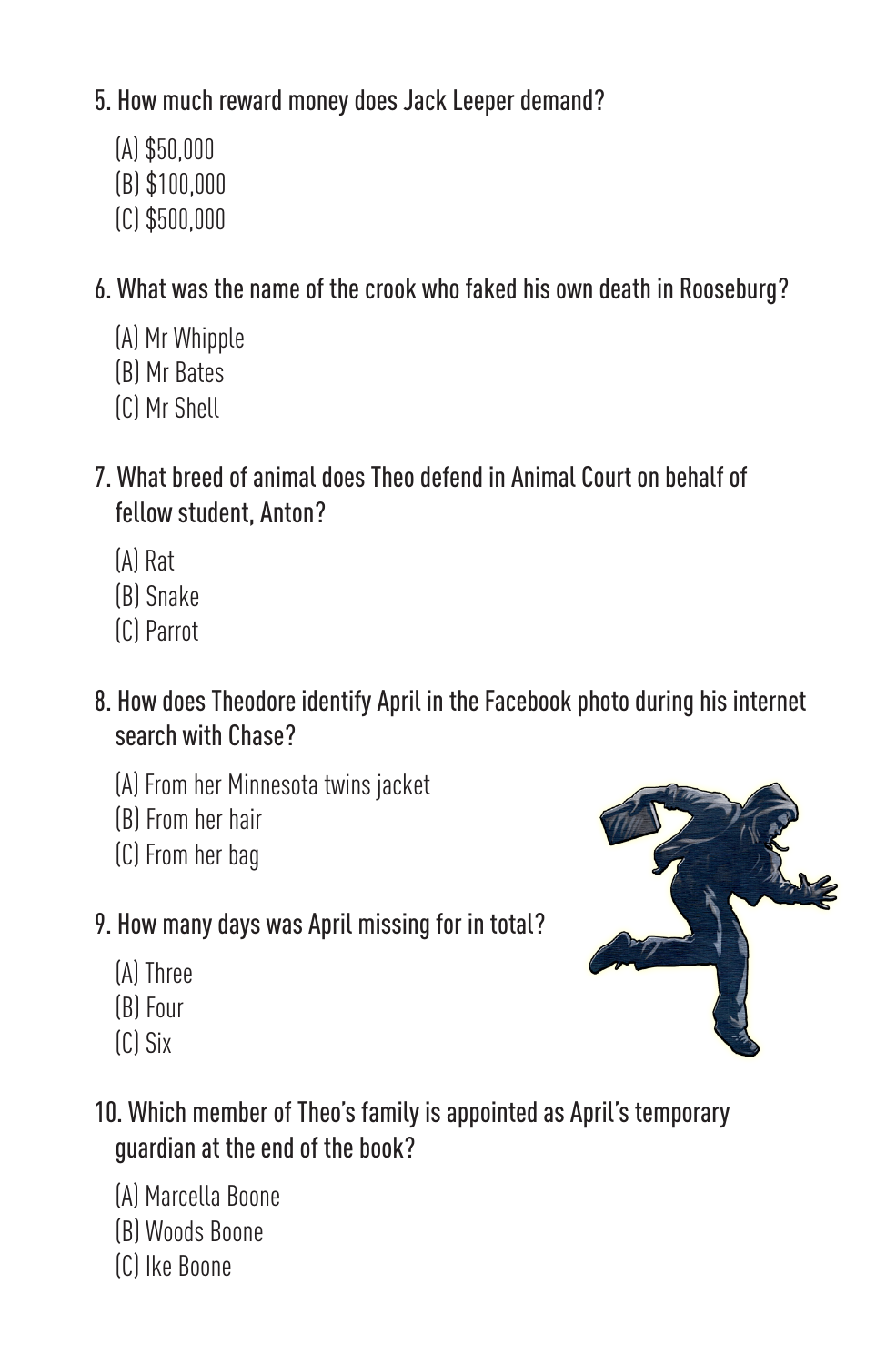5. How much reward money does Jack Leeper demand?

   (A) $50,000
   (B) $100,000
   (C) $500,000

6. What was the name of the crook who faked his own death in Rooseburg?

   (A) Mr Whipple
   (B) Mr Bates
   (C) Mr Shell

7. What breed of animal does Theo defend in Animal Court on behalf of fellow student, Anton?

   (A) Rat
   (B) Snake
   (C) Parrot

8. How does Theodore identify April in the Facebook photo during his internet search with Chase?

   (A) From her Minnesota twins jacket
   (B) From her hair
   (C) From her bag

9. How many days was April missing for in total?

   (A) Three
   (B) Four
   (C) Six

10. Which member of Theo's family is appointed as April's temporary guardian at the end of the book?

   (A) Marcella Boone
   (B) Woods Boone
   (C) Ike Boone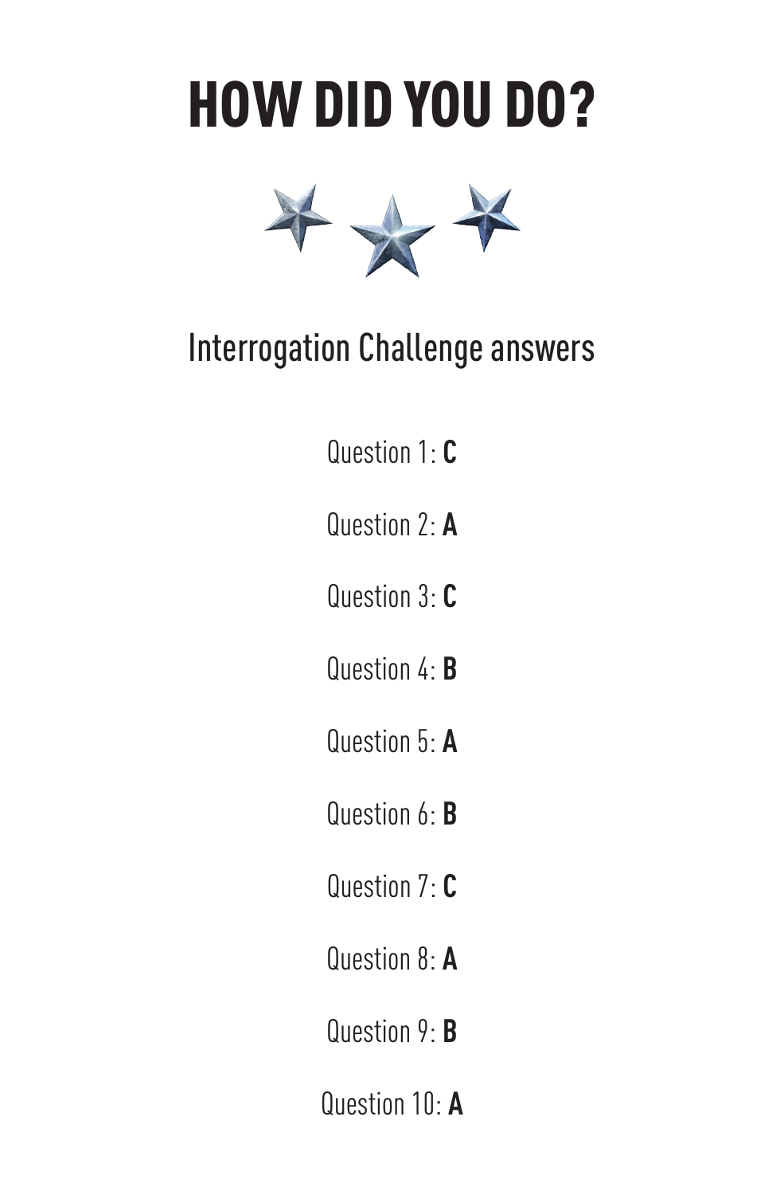# HOW DID YOU DO?

## Interrogation Challenge answers

Question 1: **C**

Question 2: **A**

Question 3: **C**

Question 4: **B**

Question 5: **A**

Question 6: **B**

Question 7: **C**

Question 8: **A**

Question 9: **B**

Question 10: **A**